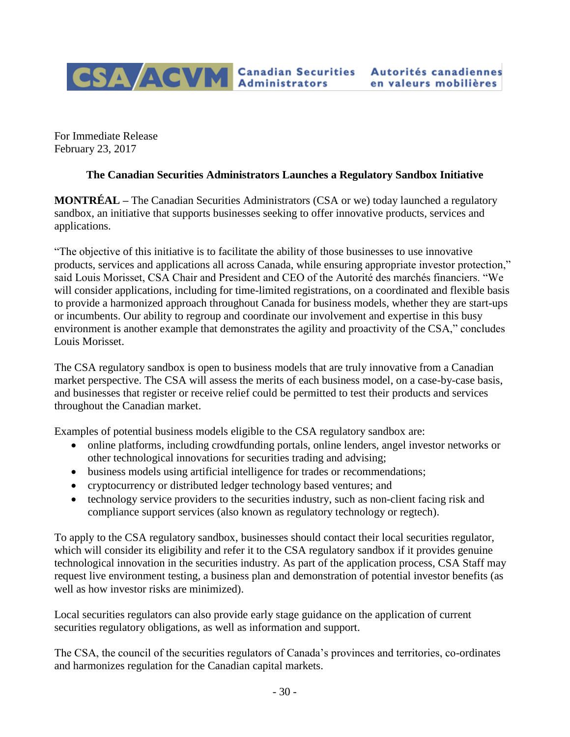CSA/ACVM Canadian Securities Administrators Autorités canadiennes en valeurs mobilières

For Immediate Release
February 23, 2017

## The Canadian Securities Administrators Launches a Regulatory Sandbox Initiative

**MONTRÉAL –** The Canadian Securities Administrators (CSA or we) today launched a regulatory sandbox, an initiative that supports businesses seeking to offer innovative products, services and applications.

"The objective of this initiative is to facilitate the ability of those businesses to use innovative products, services and applications all across Canada, while ensuring appropriate investor protection," said Louis Morisset, CSA Chair and President and CEO of the Autorité des marchés financiers. "We will consider applications, including for time-limited registrations, on a coordinated and flexible basis to provide a harmonized approach throughout Canada for business models, whether they are start-ups or incumbents. Our ability to regroup and coordinate our involvement and expertise in this busy environment is another example that demonstrates the agility and proactivity of the CSA," concludes Louis Morisset.

The CSA regulatory sandbox is open to business models that are truly innovative from a Canadian market perspective. The CSA will assess the merits of each business model, on a case-by-case basis, and businesses that register or receive relief could be permitted to test their products and services throughout the Canadian market.

Examples of potential business models eligible to the CSA regulatory sandbox are:

- online platforms, including crowdfunding portals, online lenders, angel investor networks or other technological innovations for securities trading and advising;
- business models using artificial intelligence for trades or recommendations;
- cryptocurrency or distributed ledger technology based ventures; and
- technology service providers to the securities industry, such as non-client facing risk and compliance support services (also known as regulatory technology or regtech).

To apply to the CSA regulatory sandbox, businesses should contact their local securities regulator, which will consider its eligibility and refer it to the CSA regulatory sandbox if it provides genuine technological innovation in the securities industry. As part of the application process, CSA Staff may request live environment testing, a business plan and demonstration of potential investor benefits (as well as how investor risks are minimized).

Local securities regulators can also provide early stage guidance on the application of current securities regulatory obligations, as well as information and support.

The CSA, the council of the securities regulators of Canada's provinces and territories, co-ordinates and harmonizes regulation for the Canadian capital markets.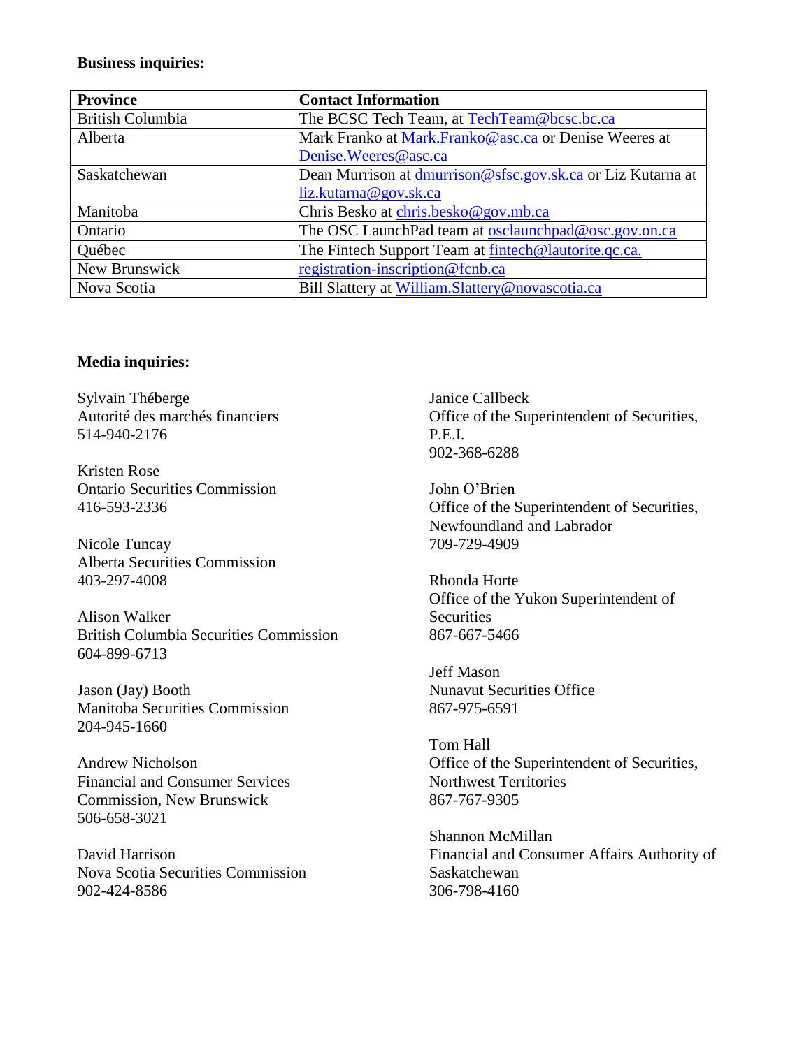**Business inquiries:**

| Province | Contact Information |
| --- | --- |
| British Columbia | The BCSC Tech Team, at TechTeam@bcsc.bc.ca |
| Alberta | Mark Franko at Mark.Franko@asc.ca or Denise Weeres at Denise.Weeres@asc.ca |
| Saskatchewan | Dean Murrison at dmurrison@sfsc.gov.sk.ca or Liz Kutarna at liz.kutarna@gov.sk.ca |
| Manitoba | Chris Besko at chris.besko@gov.mb.ca |
| Ontario | The OSC LaunchPad team at osclaunchpad@osc.gov.on.ca |
| Québec | The Fintech Support Team at fintech@lautorite.qc.ca. |
| New Brunswick | registration-inscription@fcnb.ca |
| Nova Scotia | Bill Slattery at William.Slattery@novascotia.ca |

**Media inquiries:**

Sylvain Théberge
Autorité des marchés financiers
514-940-2176

Kristen Rose
Ontario Securities Commission
416-593-2336

Nicole Tuncay
Alberta Securities Commission
403-297-4008

Alison Walker
British Columbia Securities Commission
604-899-6713

Jason (Jay) Booth
Manitoba Securities Commission
204-945-1660

Andrew Nicholson
Financial and Consumer Services Commission, New Brunswick
506-658-3021

David Harrison
Nova Scotia Securities Commission
902-424-8586

Janice Callbeck
Office of the Superintendent of Securities, P.E.I.
902-368-6288

John O'Brien
Office of the Superintendent of Securities, Newfoundland and Labrador
709-729-4909

Rhonda Horte
Office of the Yukon Superintendent of Securities
867-667-5466

Jeff Mason
Nunavut Securities Office
867-975-6591

Tom Hall
Office of the Superintendent of Securities, Northwest Territories
867-767-9305

Shannon McMillan
Financial and Consumer Affairs Authority of Saskatchewan
306-798-4160